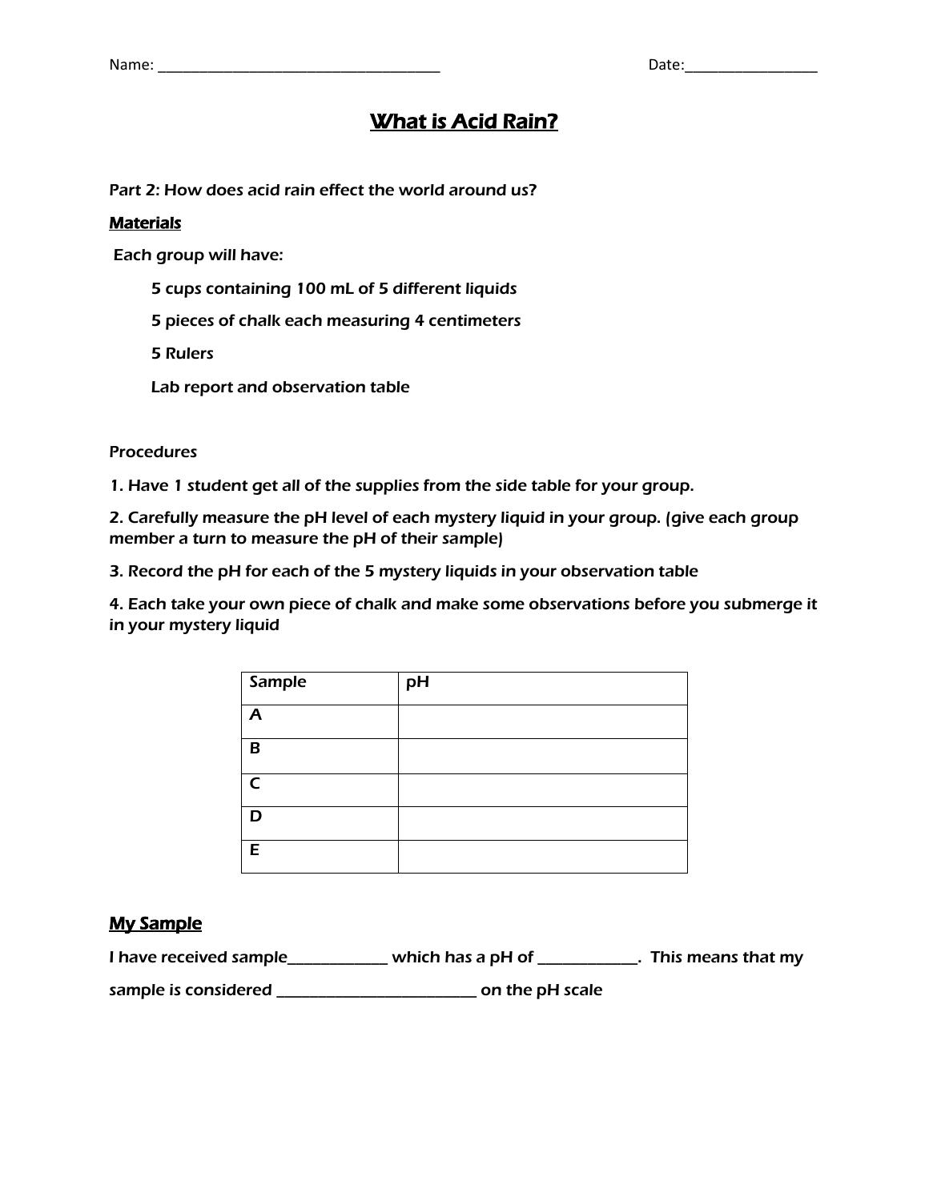Name: ____________________________________ Date:_________________

# What is Acid Rain?

Part 2: How does acid rain effect the world around us?

## Materials

Each group will have:

5 cups containing 100 mL of 5 different liquids

5 pieces of chalk each measuring 4 centimeters

5 Rulers

Lab report and observation table

Procedures

1. Have 1 student get all of the supplies from the side table for your group.
2. Carefully measure the pH level of each mystery liquid in your group. (give each group member a turn to measure the pH of their sample)
3. Record the pH for each of the 5 mystery liquids in your observation table
4. Each take your own piece of chalk and make some observations before you submerge it in your mystery liquid

| Sample | pH |
| --- | --- |
| A | |
| B | |
| C | |
| D | |
| E | |

## My Sample

I have received sample____________ which has a pH of ____________. This means that my sample is considered _________________________ on the pH scale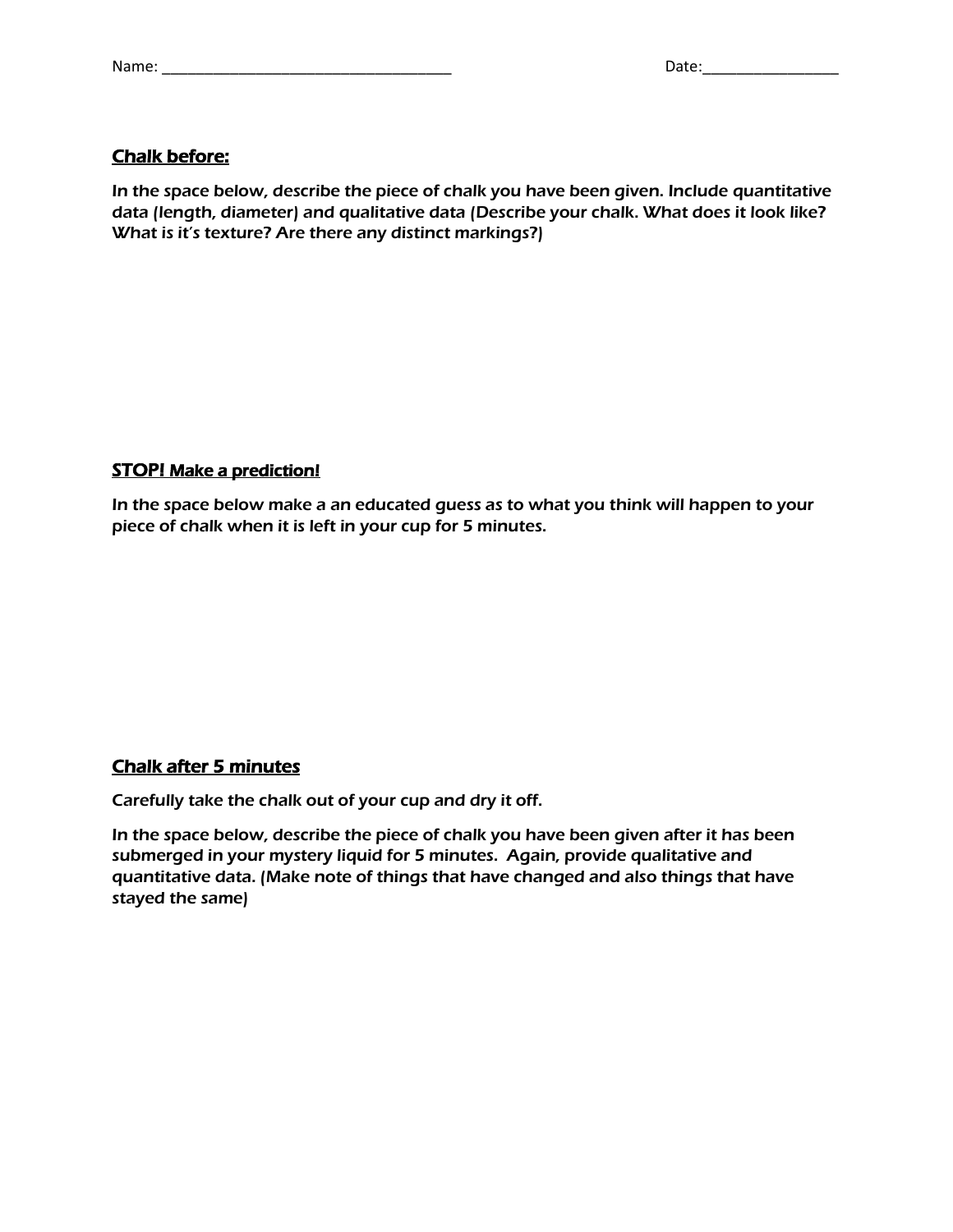Name: ____________________________________ Date:_________________

## Chalk before:

**In the space below, describe the piece of chalk you have been given. Include quantitative data (length, diameter) and qualitative data (Describe your chalk. What does it look like? What is it's texture? Are there any distinct markings?)**

## STOP! Make a prediction!

**In the space below make a an educated guess as to what you think will happen to your piece of chalk when it is left in your cup for 5 minutes.**

## Chalk after 5 minutes

**Carefully take the chalk out of your cup and dry it off.**

**In the space below, describe the piece of chalk you have been given after it has been submerged in your mystery liquid for 5 minutes. Again, provide qualitative and quantitative data. (Make note of things that have changed and also things that have stayed the same)**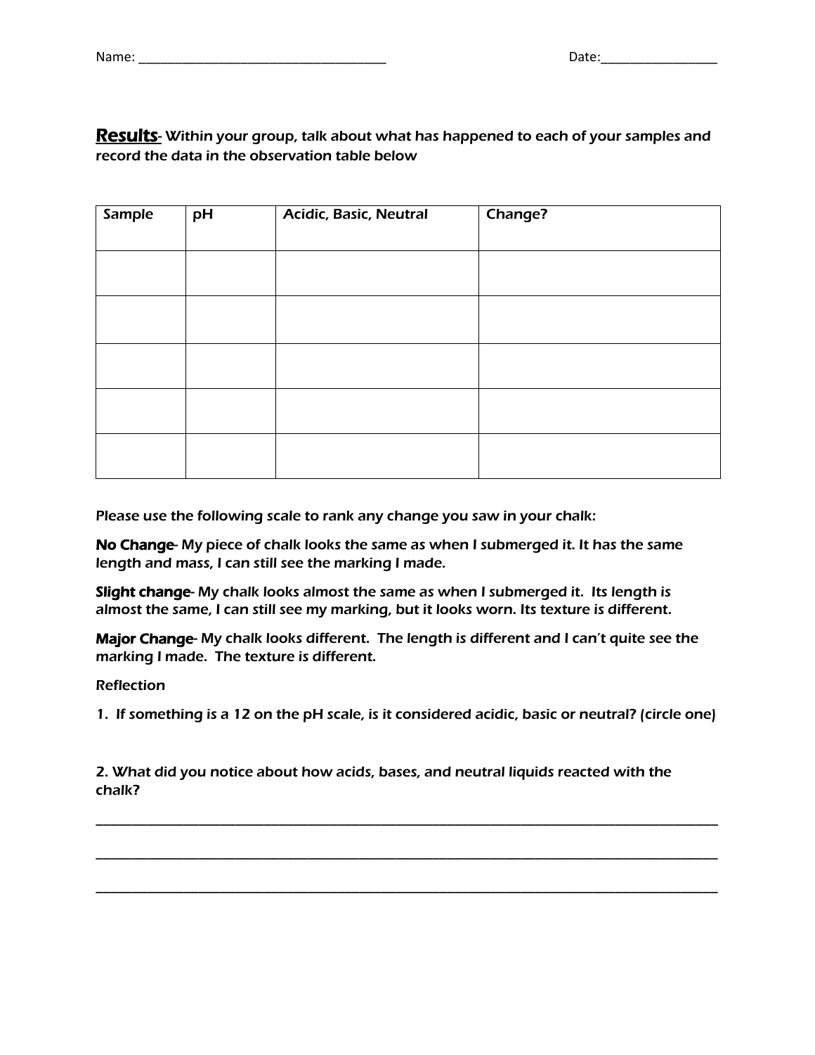Name: ____________________________________ Date:_________________

**Results**- Within your group, talk about what has happened to each of your samples and record the data in the observation table below

| Sample | pH | Acidic, Basic, Neutral | Change? |
|---|---|---|---|
| | | | |
| | | | |
| | | | |
| | | | |
| | | | |

Please use the following scale to rank any change you saw in your chalk:

**No Change**- My piece of chalk looks the same as when I submerged it. It has the same length and mass, I can still see the marking I made.

**Slight change**- My chalk looks almost the same as when I submerged it. Its length is almost the same, I can still see my marking, but it looks worn. Its texture is different.

**Major Change**- My chalk looks different. The length is different and I can't quite see the marking I made. The texture is different.

Reflection

1. If something is a 12 on the pH scale, is it considered acidic, basic or neutral? (circle one)

2. What did you notice about how acids, bases, and neutral liquids reacted with the chalk?

_______________________________________________________________________________

_______________________________________________________________________________

_______________________________________________________________________________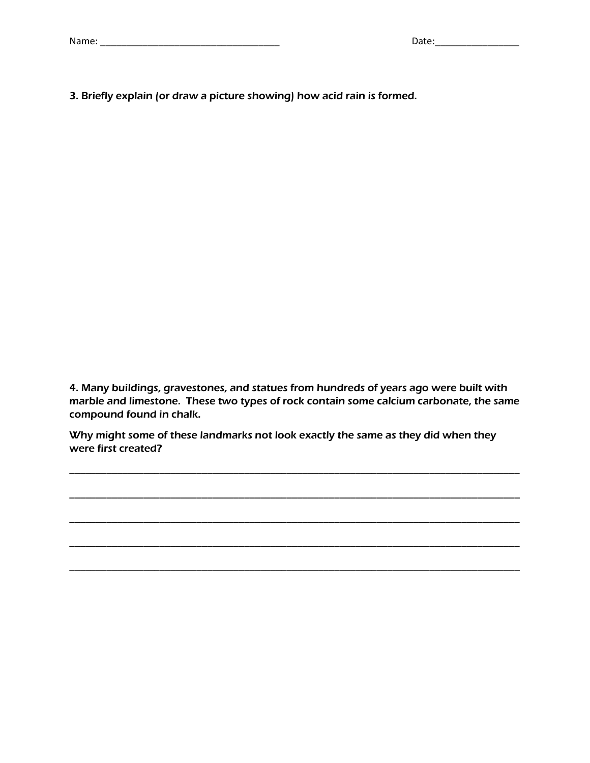Name: ____________________________________ Date:_________________

**3. Briefly explain (or draw a picture showing) how acid rain is formed.**

**4. Many buildings, gravestones, and statues from hundreds of years ago were built with marble and limestone. These two types of rock contain some calcium carbonate, the same compound found in chalk.**

***Why might some of these landmarks not look exactly the same as they did when they were first created?***

_____________________________________________________________________________________

_____________________________________________________________________________________

_____________________________________________________________________________________

_____________________________________________________________________________________

_____________________________________________________________________________________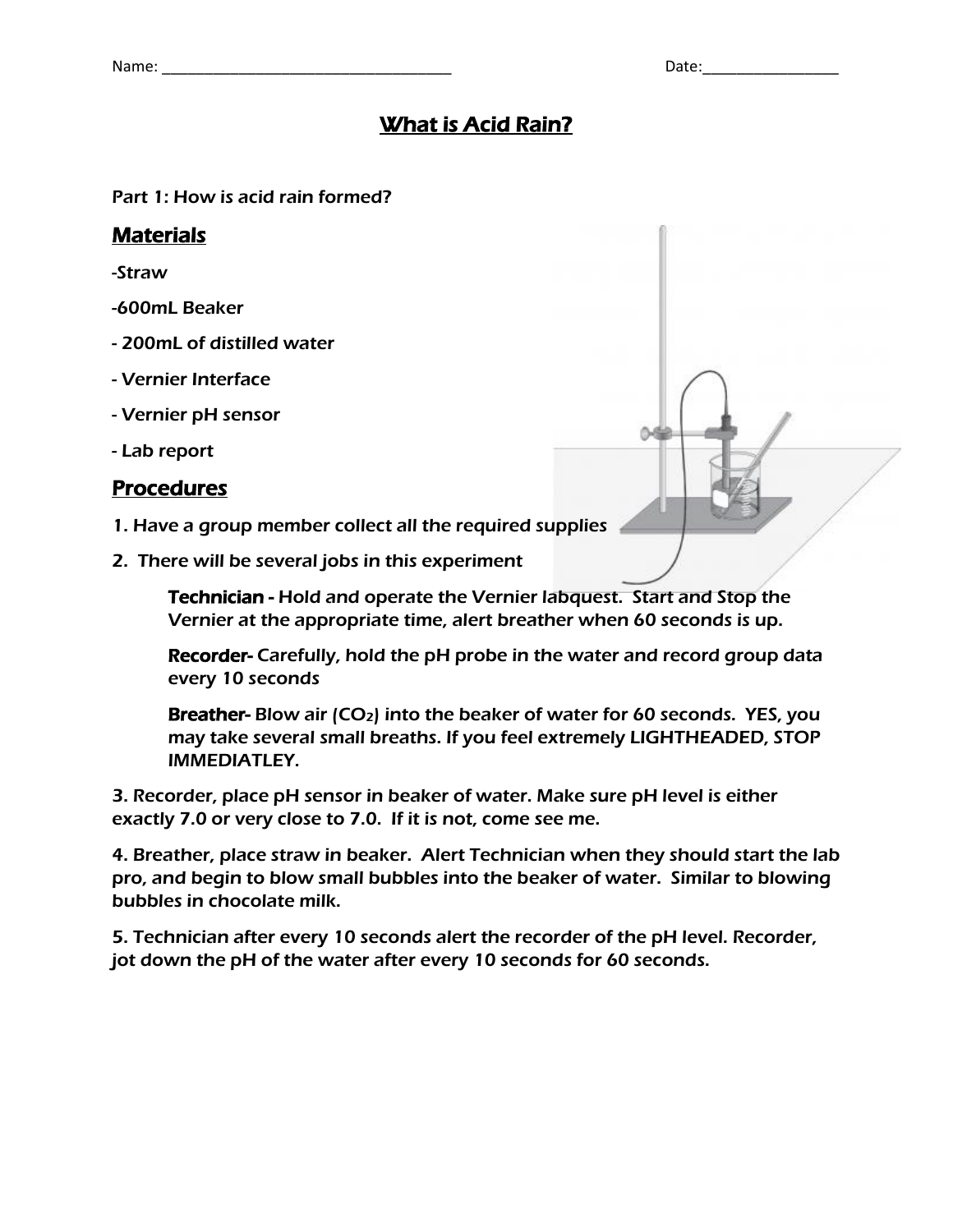Name: ___________________________________ Date:_________________

# What is Acid Rain?

Part 1: How is acid rain formed?

## Materials

-Straw

-600mL Beaker

- 200mL of distilled water

- Vernier Interface

- Vernier pH sensor

- Lab report

## Procedures

1. Have a group member collect all the required supplies

2. There will be several jobs in this experiment

   **Technician -** Hold and operate the Vernier labquest. Start and Stop the Vernier at the appropriate time, alert breather when 60 seconds is up.

   **Recorder-** Carefully, hold the pH probe in the water and record group data every 10 seconds

   **Breather-** Blow air ($CO_2$) into the beaker of water for 60 seconds. YES, you may take several small breaths. If you feel extremely LIGHTHEADED, STOP IMMEDIATLEY.

3. Recorder, place pH sensor in beaker of water. Make sure pH level is either exactly 7.0 or very close to 7.0. If it is not, come see me.

4. Breather, place straw in beaker. Alert Technician when they should start the lab pro, and begin to blow small bubbles into the beaker of water. Similar to blowing bubbles in chocolate milk.

5. Technician after every 10 seconds alert the recorder of the pH level. Recorder, jot down the pH of the water after every 10 seconds for 60 seconds.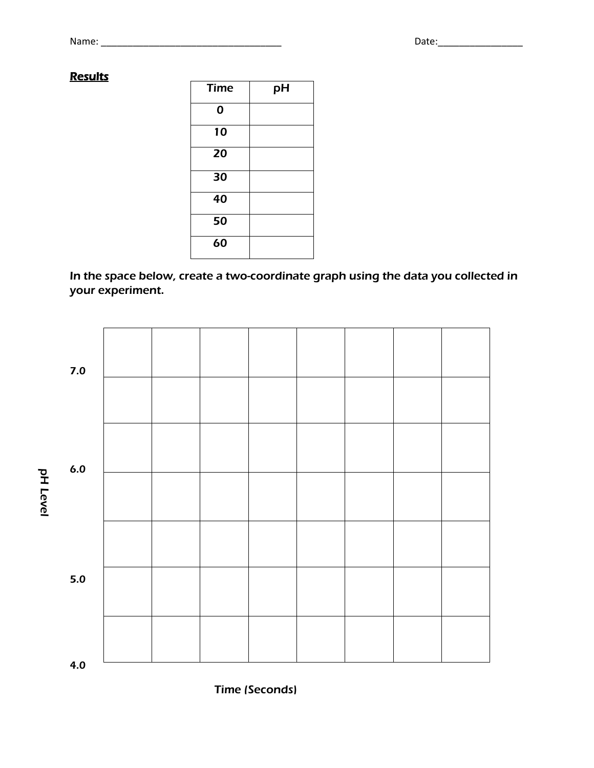Name: ______________________________________ Date:__________________

**Results**

| Time | pH |
|---|---|
| 0 | |
| 10 | |
| 20 | |
| 30 | |
| 40 | |
| 50 | |
| 60 | |

***In the space below, create a two-coordinate graph using the data you collected in your experiment.***

pH Level

7.0

6.0

5.0

4.0

Time (Seconds)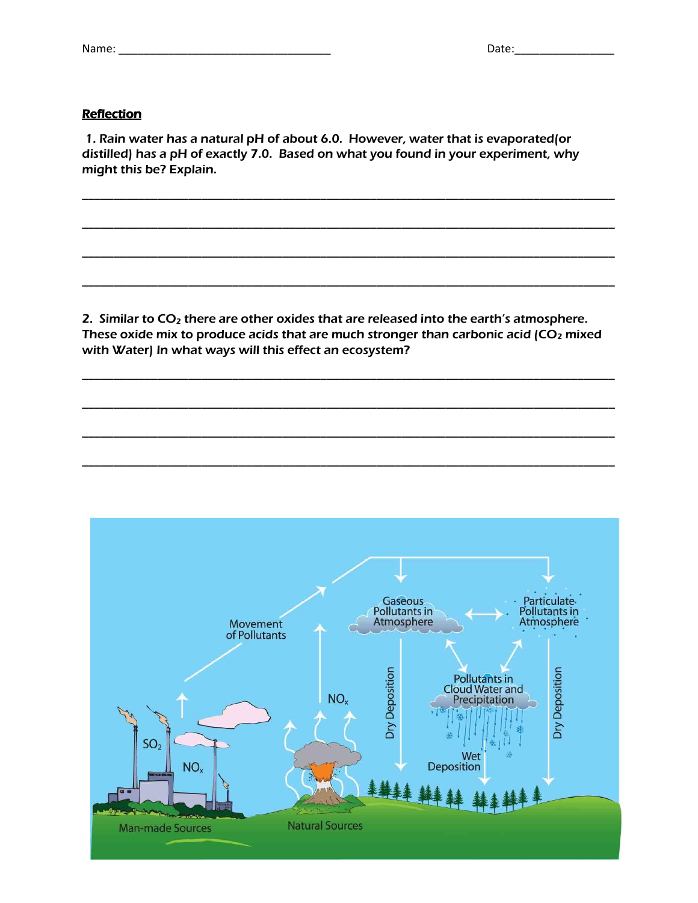Name: ___________________________________ Date:_________________

**Reflection**

1. Rain water has a natural pH of about 6.0. However, water that is evaporated(or distilled) has a pH of exactly 7.0. Based on what you found in your experiment, why might this be? Explain.

______________________________________________________________________________

______________________________________________________________________________

______________________________________________________________________________

______________________________________________________________________________

2. Similar to $CO_2$ there are other oxides that are released into the earth's atmosphere. These oxide mix to produce acids that are much stronger than carbonic acid ($CO_2$ mixed with Water) In what ways will this effect an ecosystem?

______________________________________________________________________________

______________________________________________________________________________

______________________________________________________________________________

______________________________________________________________________________

Gaseous Pollutants in Atmosphere

Particulate Pollutants in Atmosphere

Movement of Pollutants

Pollutants in Cloud Water and Precipitation

Dry Deposition

Dry Deposition

Wet Deposition

$NO_x$

$SO_2$

$NO_x$

Man-made Sources

Natural Sources